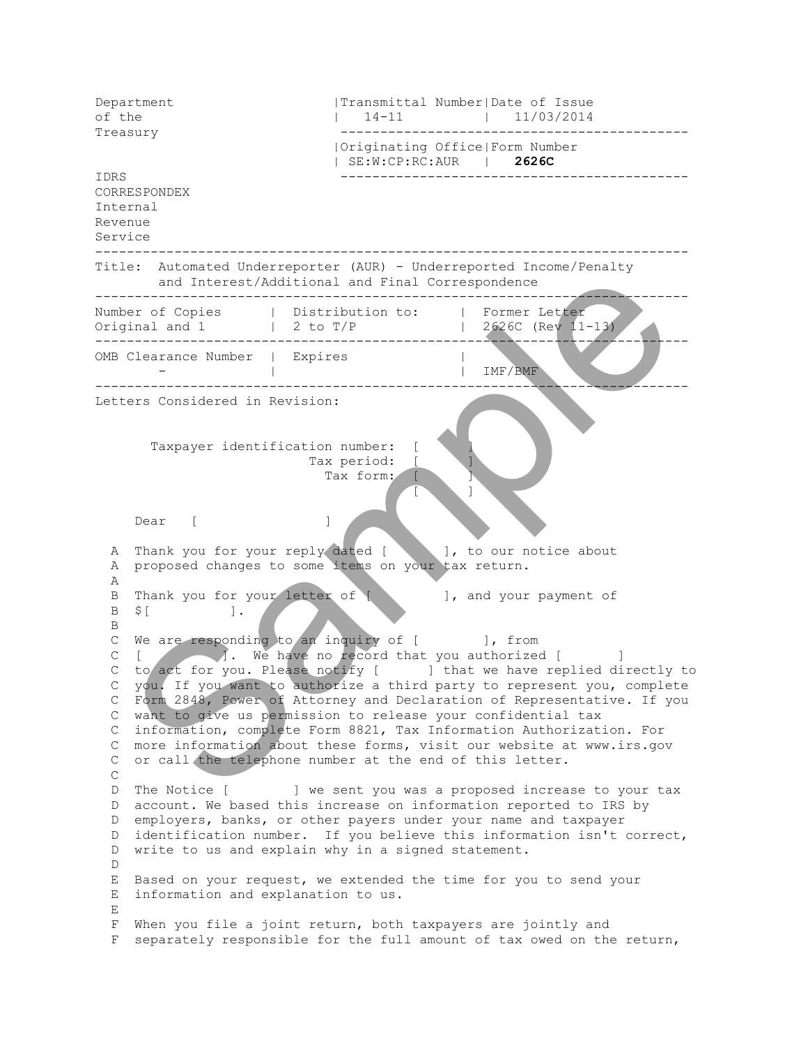| Department of the Treasury | Transmittal Number | Date of Issue |
|---|---|---|
| | 14-11 | 11/03/2014 |
| | **Originating Office** | **Form Number** |
| | SE:W:CP:RC:AUR | **2626C** |

IDRS CORRESPONDEX Internal Revenue Service

**Title:** Automated Underreporter (AUR) - Underreported Income/Penalty and Interest/Additional and Final Correspondence

| Number of Copies | Distribution to: | Former Letter |
|---|---|---|
| Original and 1 | 2 to T/P | 2626C (Rev 11-13) |

| OMB Clearance Number | Expires | |
|---|---|---|
| - | | IMF/BMF |

Letters Considered in Revision:

Taxpayer identification number: [ ]
Tax period: [ ]
Tax form: [ ]
[ ]

Dear [ ]

A Thank you for your reply dated [ ], to our notice about
A proposed changes to some items on your tax return.
A
B Thank you for your letter of [ ], and your payment of
B $[ ].
B
C We are responding to an inquiry of [ ], from
C [ ]. We have no record that you authorized [ ]
C to act for you. Please notify [ ] that we have replied directly to
C you. If you want to authorize a third party to represent you, complete
C Form 2848, Power of Attorney and Declaration of Representative. If you
C want to give us permission to release your confidential tax
C information, complete Form 8821, Tax Information Authorization. For
C more information about these forms, visit our website at www.irs.gov
C or call the telephone number at the end of this letter.
C
D The Notice [ ] we sent you was a proposed increase to your tax
D account. We based this increase on information reported to IRS by
D employers, banks, or other payers under your name and taxpayer
D identification number. If you believe this information isn't correct,
D write to us and explain why in a signed statement.
D
E Based on your request, we extended the time for you to send your
E information and explanation to us.
E
F When you file a joint return, both taxpayers are jointly and
F separately responsible for the full amount of tax owed on the return,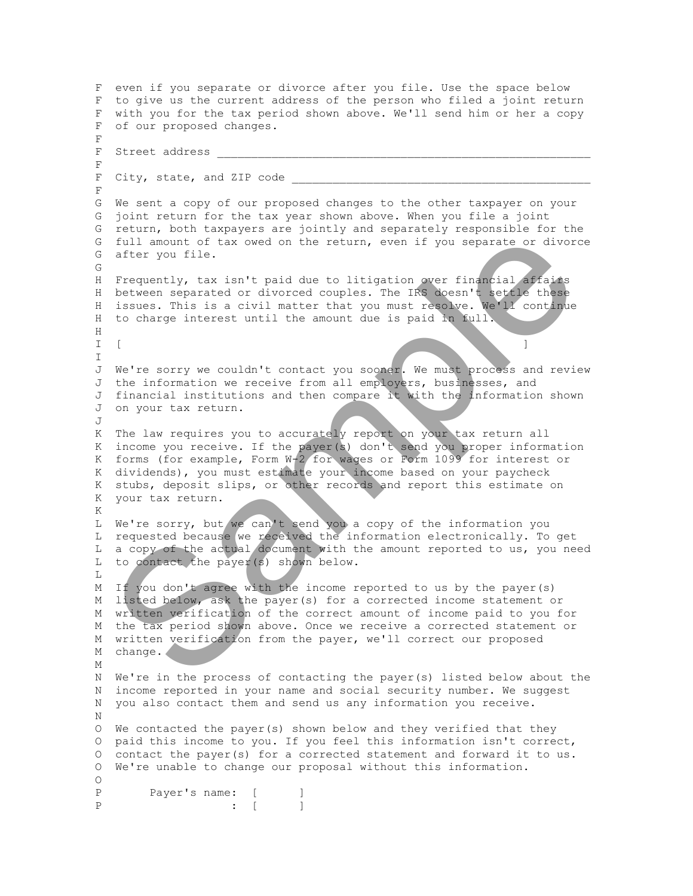F even if you separate or divorce after you file. Use the space below
F to give us the current address of the person who filed a joint return
F with you for the tax period shown above. We'll send him or her a copy
F of our proposed changes.
F
F Street address ________________________________________________________
F
F City, state, and ZIP code ____________________________________________
F
G We sent a copy of our proposed changes to the other taxpayer on your
G joint return for the tax year shown above. When you file a joint
G return, both taxpayers are jointly and separately responsible for the
G full amount of tax owed on the return, even if you separate or divorce
G after you file.
G
H Frequently, tax isn't paid due to litigation over financial affairs
H between separated or divorced couples. The IRS doesn't settle these
H issues. This is a civil matter that you must resolve. We'll continue
H to charge interest until the amount due is paid in full.
H
I [ ]
I
J We're sorry we couldn't contact you sooner. We must process and review
J the information we receive from all employers, businesses, and
J financial institutions and then compare it with the information shown
J on your tax return.
J
K The law requires you to accurately report on your tax return all
K income you receive. If the payer(s) don't send you proper information
K forms (for example, Form W-2 for wages or Form 1099 for interest or
K dividends), you must estimate your income based on your paycheck
K stubs, deposit slips, or other records and report this estimate on
K your tax return.
K
L We're sorry, but we can't send you a copy of the information you
L requested because we received the information electronically. To get
L a copy of the actual document with the amount reported to us, you need
L to contact the payer(s) shown below.
L
M If you don't agree with the income reported to us by the payer(s)
M listed below, ask the payer(s) for a corrected income statement or
M written verification of the correct amount of income paid to you for
M the tax period shown above. Once we receive a corrected statement or
M written verification from the payer, we'll correct our proposed
M change.
M
N We're in the process of contacting the payer(s) listed below about the
N income reported in your name and social security number. We suggest
N you also contact them and send us any information you receive.
N
O We contacted the payer(s) shown below and they verified that they
O paid this income to you. If you feel this information isn't correct,
O contact the payer(s) for a corrected statement and forward it to us.
O We're unable to change our proposal without this information.
O
P Payer's name: [ ]
P : [ ]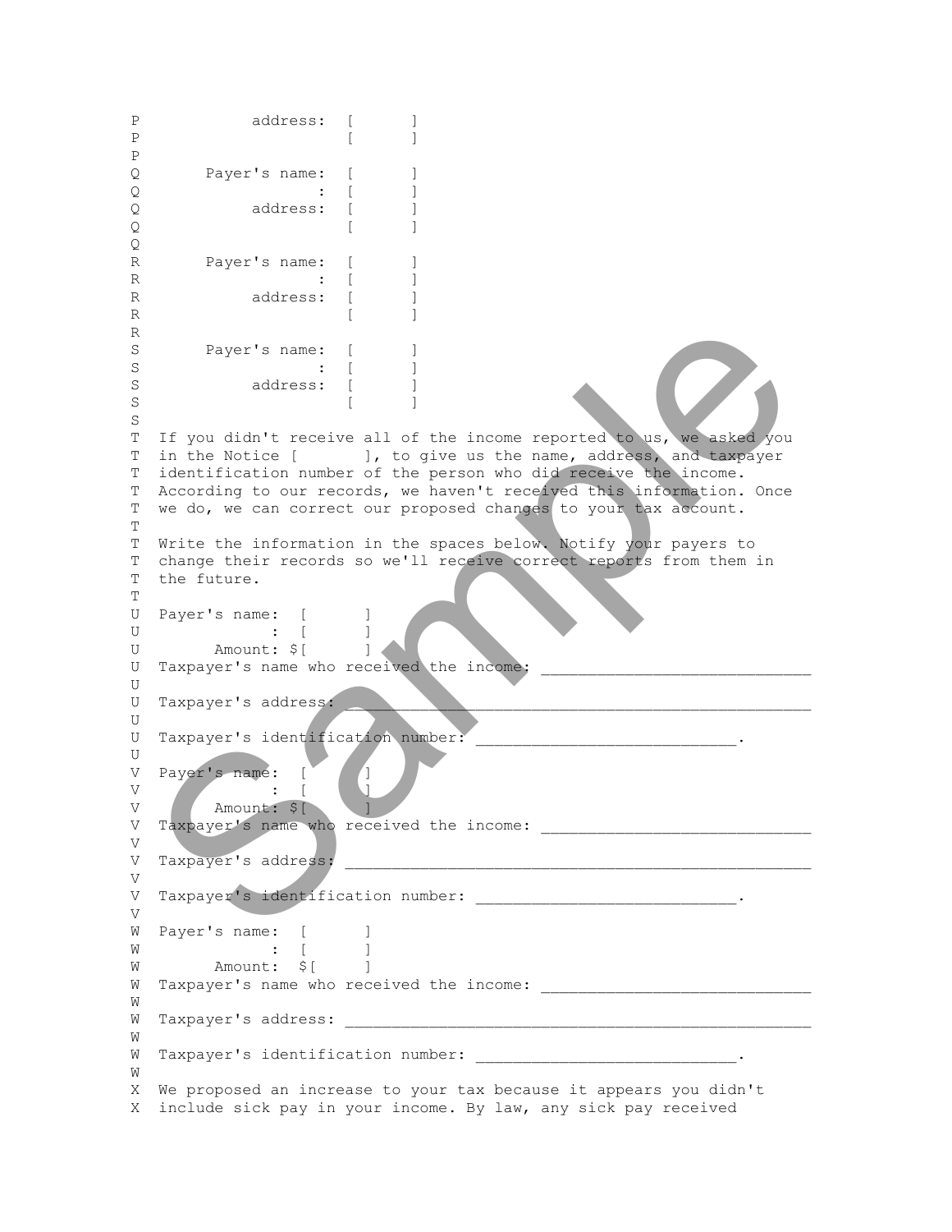```
P           address:  [      ]
P                     [      ]
P
Q       Payer's name:  [      ]
Q                   :  [      ]
Q           address:  [      ]
Q                     [      ]
Q
R       Payer's name:  [      ]
R                   :  [      ]
R           address:  [      ]
R                     [      ]
R
S       Payer's name:  [      ]
S                   :  [      ]
S           address:  [      ]
S                     [      ]
S
T  If you didn't receive all of the income reported to us, we asked you
T  in the Notice [       ], to give us the name, address, and taxpayer
T  identification number of the person who did receive the income.
T  According to our records, we haven't received this information. Once
T  we do, we can correct our proposed changes to your tax account.
T
T  Write the information in the spaces below. Notify your payers to
T  change their records so we'll receive correct reports from them in
T  the future.
T
U  Payer's name:  [      ]
U              :  [      ]
U       Amount: $[      ]
U  Taxpayer's name who received the income: ____________________________
U
U  Taxpayer's address: _______________________________________________
U
U  Taxpayer's identification number: ___________________________.
U
V  Payer's name:  [      ]
V              :  [      ]
V       Amount: $[      ]
V  Taxpayer's name who received the income: ____________________________
V
V  Taxpayer's address: _______________________________________________
V
V  Taxpayer's identification number: ___________________________.
V
W  Payer's name:  [      ]
W              :  [      ]
W       Amount:  $[     ]
W  Taxpayer's name who received the income: ____________________________
W
W  Taxpayer's address: _______________________________________________
W
W  Taxpayer's identification number: ___________________________.
W
X  We proposed an increase to your tax because it appears you didn't
X  include sick pay in your income. By law, any sick pay received
```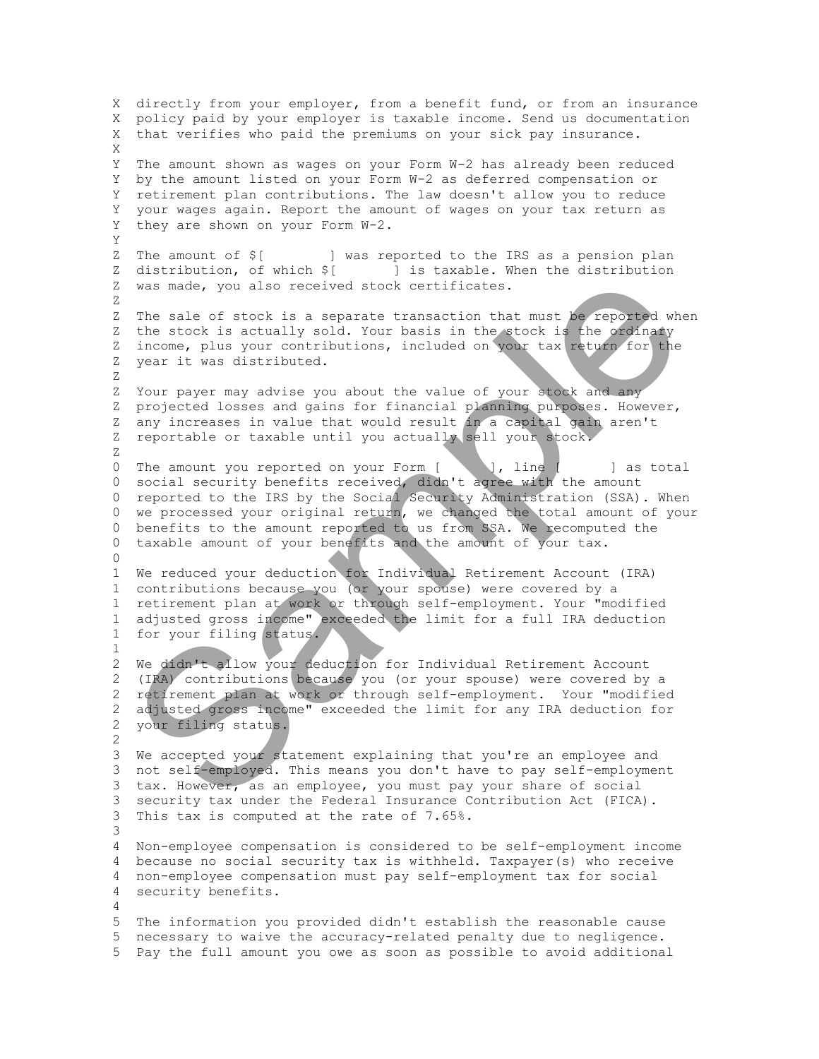```
X  directly from your employer, from a benefit fund, or from an insurance
X  policy paid by your employer is taxable income. Send us documentation
X  that verifies who paid the premiums on your sick pay insurance.
X
Y  The amount shown as wages on your Form W-2 has already been reduced
Y  by the amount listed on your Form W-2 as deferred compensation or
Y  retirement plan contributions. The law doesn't allow you to reduce
Y  your wages again. Report the amount of wages on your tax return as
Y  they are shown on your Form W-2.
Y
Z  The amount of $[        ] was reported to the IRS as a pension plan
Z  distribution, of which $[       ] is taxable. When the distribution
Z  was made, you also received stock certificates.
Z
Z  The sale of stock is a separate transaction that must be reported when
Z  the stock is actually sold. Your basis in the stock is the ordinary
Z  income, plus your contributions, included on your tax return for the
Z  year it was distributed.
Z
Z  Your payer may advise you about the value of your stock and any
Z  projected losses and gains for financial planning purposes. However,
Z  any increases in value that would result in a capital gain aren't
Z  reportable or taxable until you actually sell your stock.
Z
0  The amount you reported on your Form [       ], line [       ] as total
0  social security benefits received, didn't agree with the amount
0  reported to the IRS by the Social Security Administration (SSA). When
0  we processed your original return, we changed the total amount of your
0  benefits to the amount reported to us from SSA. We recomputed the
0  taxable amount of your benefits and the amount of your tax.
0
1  We reduced your deduction for Individual Retirement Account (IRA)
1  contributions because you (or your spouse) were covered by a
1  retirement plan at work or through self-employment. Your "modified
1  adjusted gross income" exceeded the limit for a full IRA deduction
1  for your filing status.
1
2  We didn't allow your deduction for Individual Retirement Account
2  (IRA) contributions because you (or your spouse) were covered by a
2  retirement plan at work or through self-employment.  Your "modified
2  adjusted gross income" exceeded the limit for any IRA deduction for
2  your filing status.
2
3  We accepted your statement explaining that you're an employee and
3  not self-employed. This means you don't have to pay self-employment
3  tax. However, as an employee, you must pay your share of social
3  security tax under the Federal Insurance Contribution Act (FICA).
3  This tax is computed at the rate of 7.65%.
3
4  Non-employee compensation is considered to be self-employment income
4  because no social security tax is withheld. Taxpayer(s) who receive
4  non-employee compensation must pay self-employment tax for social
4  security benefits.
4
5  The information you provided didn't establish the reasonable cause
5  necessary to waive the accuracy-related penalty due to negligence.
5  Pay the full amount you owe as soon as possible to avoid additional
```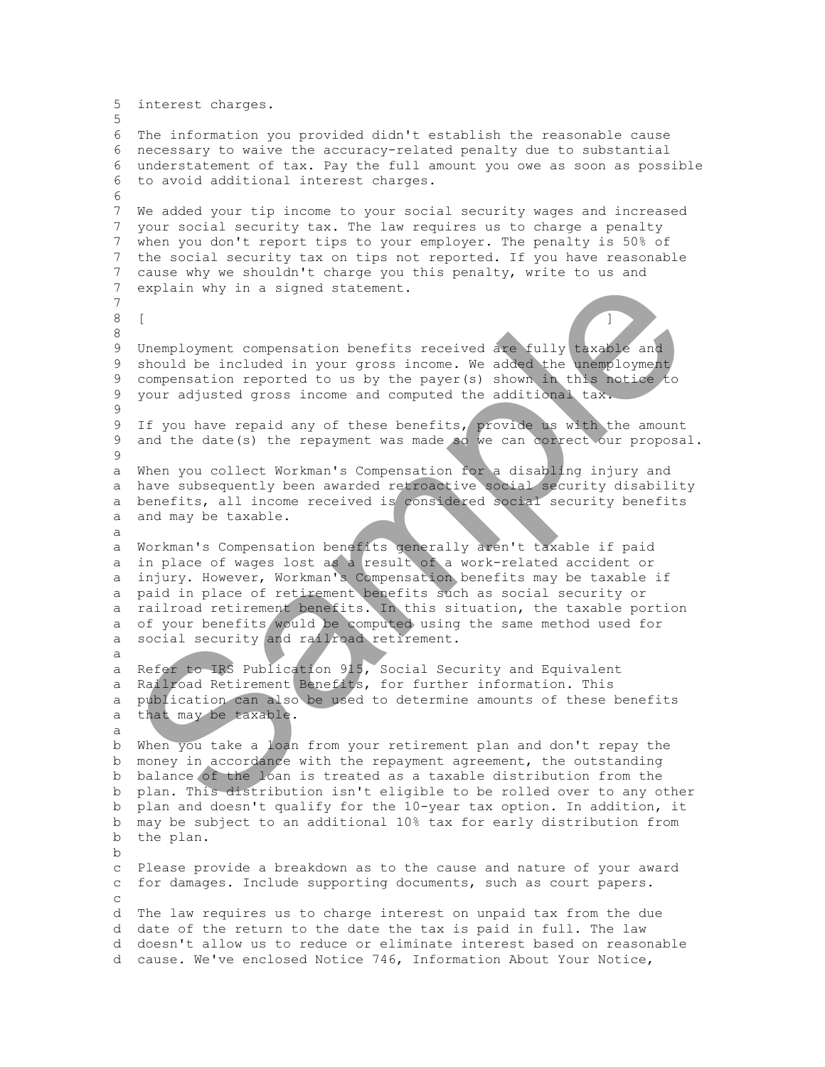```
5  interest charges.
5
6  The information you provided didn't establish the reasonable cause
6  necessary to waive the accuracy-related penalty due to substantial
6  understatement of tax. Pay the full amount you owe as soon as possible
6  to avoid additional interest charges.
6
7  We added your tip income to your social security wages and increased
7  your social security tax. The law requires us to charge a penalty
7  when you don't report tips to your employer. The penalty is 50% of
7  the social security tax on tips not reported. If you have reasonable
7  cause why we shouldn't charge you this penalty, write to us and
7  explain why in a signed statement.
7
8  [                                                                    ]
8
9  Unemployment compensation benefits received are fully taxable and
9  should be included in your gross income. We added the unemployment
9  compensation reported to us by the payer(s) shown in this notice to
9  your adjusted gross income and computed the additional tax.
9
9  If you have repaid any of these benefits, provide us with the amount
9  and the date(s) the repayment was made so we can correct our proposal.
9
a  When you collect Workman's Compensation for a disabling injury and
a  have subsequently been awarded retroactive social security disability
a  benefits, all income received is considered social security benefits
a  and may be taxable.
a
a  Workman's Compensation benefits generally aren't taxable if paid
a  in place of wages lost as a result of a work-related accident or
a  injury. However, Workman's Compensation benefits may be taxable if
a  paid in place of retirement benefits such as social security or
a  railroad retirement benefits. In this situation, the taxable portion
a  of your benefits would be computed using the same method used for
a  social security and railroad retirement.
a
a  Refer to IRS Publication 915, Social Security and Equivalent
a  Railroad Retirement Benefits, for further information. This
a  publication can also be used to determine amounts of these benefits
a  that may be taxable.
a
b  When you take a loan from your retirement plan and don't repay the
b  money in accordance with the repayment agreement, the outstanding
b  balance of the loan is treated as a taxable distribution from the
b  plan. This distribution isn't eligible to be rolled over to any other
b  plan and doesn't qualify for the 10-year tax option. In addition, it
b  may be subject to an additional 10% tax for early distribution from
b  the plan.
b
c  Please provide a breakdown as to the cause and nature of your award
c  for damages. Include supporting documents, such as court papers.
c
d  The law requires us to charge interest on unpaid tax from the due
d  date of the return to the date the tax is paid in full. The law
d  doesn't allow us to reduce or eliminate interest based on reasonable
d  cause. We've enclosed Notice 746, Information About Your Notice,
```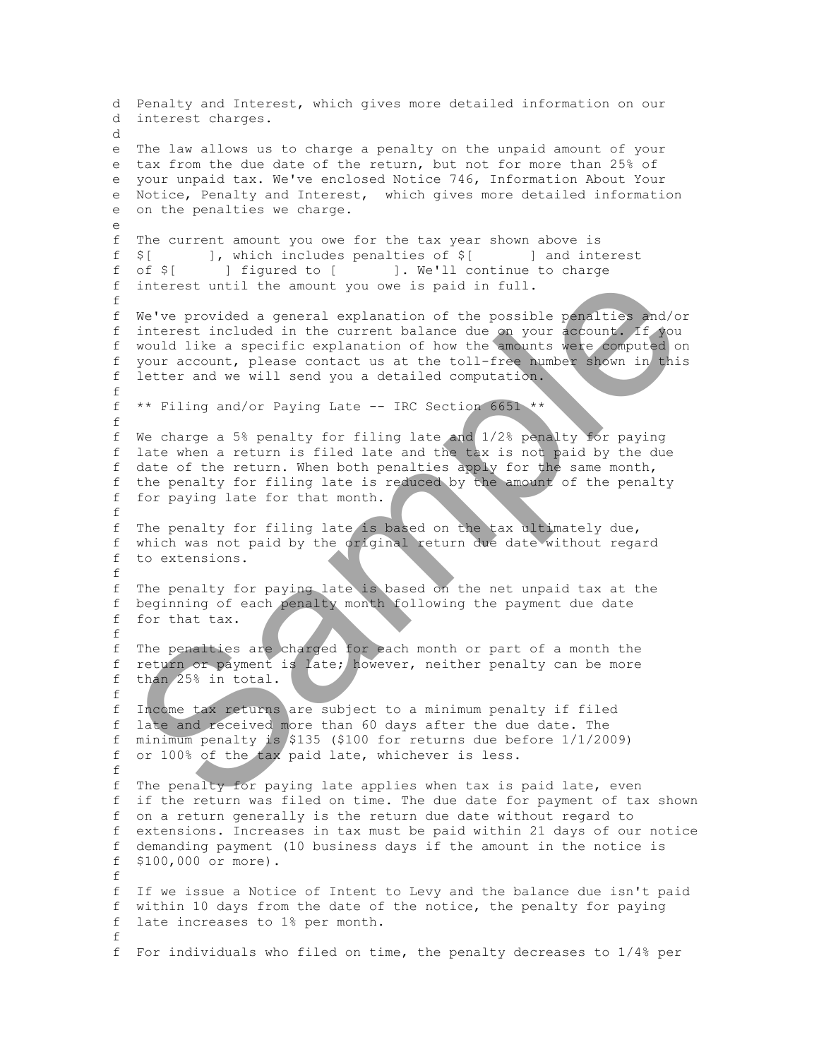d  Penalty and Interest, which gives more detailed information on our
d  interest charges.
d
e  The law allows us to charge a penalty on the unpaid amount of your
e  tax from the due date of the return, but not for more than 25% of
e  your unpaid tax. We've enclosed Notice 746, Information About Your
e  Notice, Penalty and Interest,  which gives more detailed information
e  on the penalties we charge.
e
f  The current amount you owe for the tax year shown above is
f  $[       ], which includes penalties of $[       ] and interest
f  of $[       ] figured to [       ]. We'll continue to charge
f  interest until the amount you owe is paid in full.
f
f  We've provided a general explanation of the possible penalties and/or
f  interest included in the current balance due on your account. If you
f  would like a specific explanation of how the amounts were computed on
f  your account, please contact us at the toll-free number shown in this
f  letter and we will send you a detailed computation.
f
f  ** Filing and/or Paying Late -- IRC Section 6651 **
f
f  We charge a 5% penalty for filing late and 1/2% penalty for paying
f  late when a return is filed late and the tax is not paid by the due
f  date of the return. When both penalties apply for the same month,
f  the penalty for filing late is reduced by the amount of the penalty
f  for paying late for that month.
f
f  The penalty for filing late is based on the tax ultimately due,
f  which was not paid by the original return due date without regard
f  to extensions.
f
f  The penalty for paying late is based on the net unpaid tax at the
f  beginning of each penalty month following the payment due date
f  for that tax.
f
f  The penalties are charged for each month or part of a month the
f  return or payment is late; however, neither penalty can be more
f  than 25% in total.
f
f  Income tax returns are subject to a minimum penalty if filed
f  late and received more than 60 days after the due date. The
f  minimum penalty is $135 ($100 for returns due before 1/1/2009)
f  or 100% of the tax paid late, whichever is less.
f
f  The penalty for paying late applies when tax is paid late, even
f  if the return was filed on time. The due date for payment of tax shown
f  on a return generally is the return due date without regard to
f  extensions. Increases in tax must be paid within 21 days of our notice
f  demanding payment (10 business days if the amount in the notice is
f  $100,000 or more).
f
f  If we issue a Notice of Intent to Levy and the balance due isn't paid
f  within 10 days from the date of the notice, the penalty for paying
f  late increases to 1% per month.
f
f  For individuals who filed on time, the penalty decreases to 1/4% per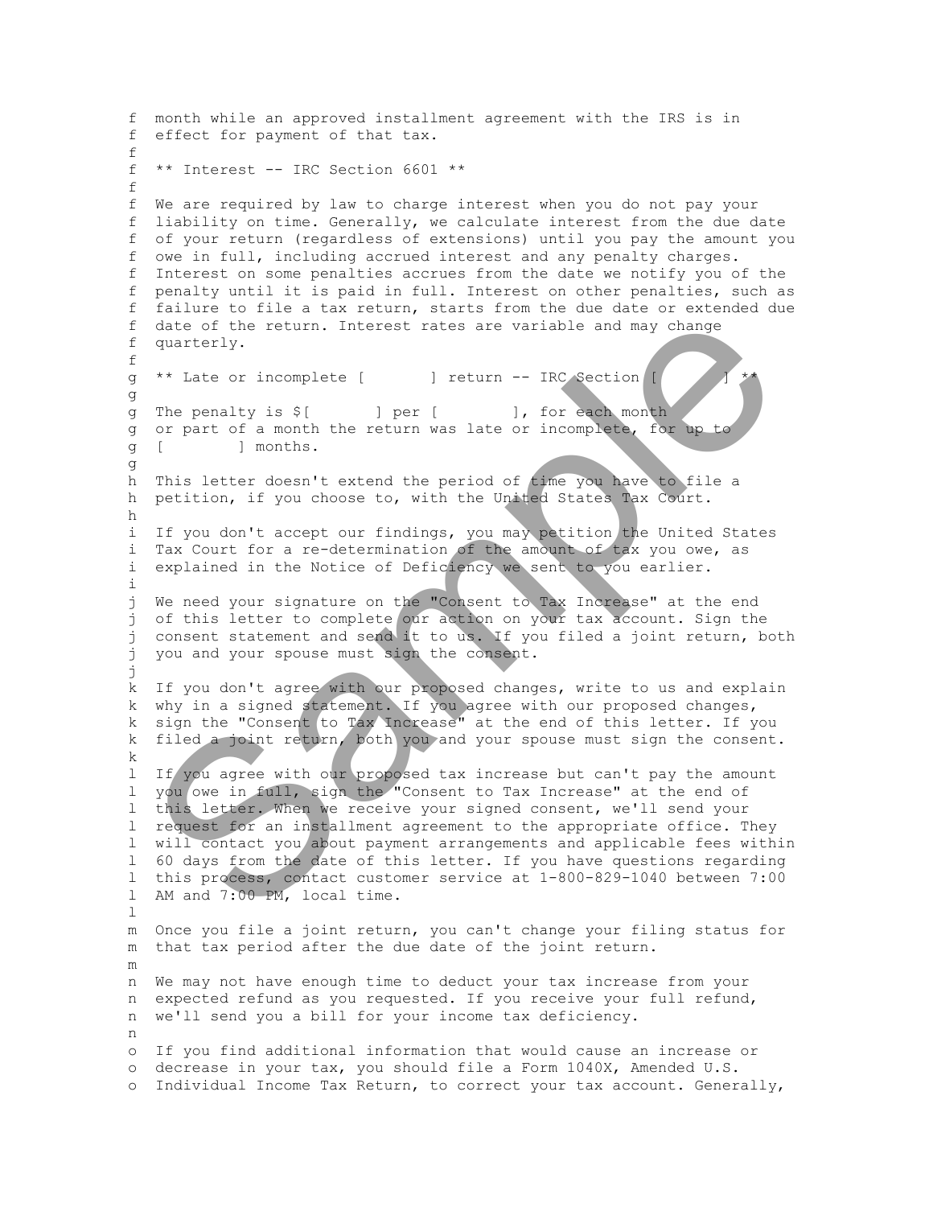month while an approved installment agreement with the IRS is in effect for payment of that tax.

**Interest -- IRC Section 6601**

We are required by law to charge interest when you do not pay your liability on time. Generally, we calculate interest from the due date of your return (regardless of extensions) until you pay the amount you owe in full, including accrued interest and any penalty charges. Interest on some penalties accrues from the date we notify you of the penalty until it is paid in full. Interest on other penalties, such as failure to file a tax return, starts from the due date or extended due date of the return. Interest rates are variable and may change quarterly.

**Late or incomplete [ ] return -- IRC Section [ ]**

The penalty is $[ ] per [ ], for each month or part of a month the return was late or incomplete, for up to [ ] months.

This letter doesn't extend the period of time you have to file a petition, if you choose to, with the United States Tax Court.

If you don't accept our findings, you may petition the United States Tax Court for a re-determination of the amount of tax you owe, as explained in the Notice of Deficiency we sent to you earlier.

We need your signature on the "Consent to Tax Increase" at the end of this letter to complete our action on your tax account. Sign the consent statement and send it to us. If you filed a joint return, both you and your spouse must sign the consent.

If you don't agree with our proposed changes, write to us and explain why in a signed statement. If you agree with our proposed changes, sign the "Consent to Tax Increase" at the end of this letter. If you filed a joint return, both you and your spouse must sign the consent.

If you agree with our proposed tax increase but can't pay the amount you owe in full, sign the "Consent to Tax Increase" at the end of this letter. When we receive your signed consent, we'll send your request for an installment agreement to the appropriate office. They will contact you about payment arrangements and applicable fees within 60 days from the date of this letter. If you have questions regarding this process, contact customer service at 1-800-829-1040 between 7:00 AM and 7:00 PM, local time.

Once you file a joint return, you can't change your filing status for that tax period after the due date of the joint return.

We may not have enough time to deduct your tax increase from your expected refund as you requested. If you receive your full refund, we'll send you a bill for your income tax deficiency.

If you find additional information that would cause an increase or decrease in your tax, you should file a Form 1040X, Amended U.S. Individual Income Tax Return, to correct your tax account. Generally,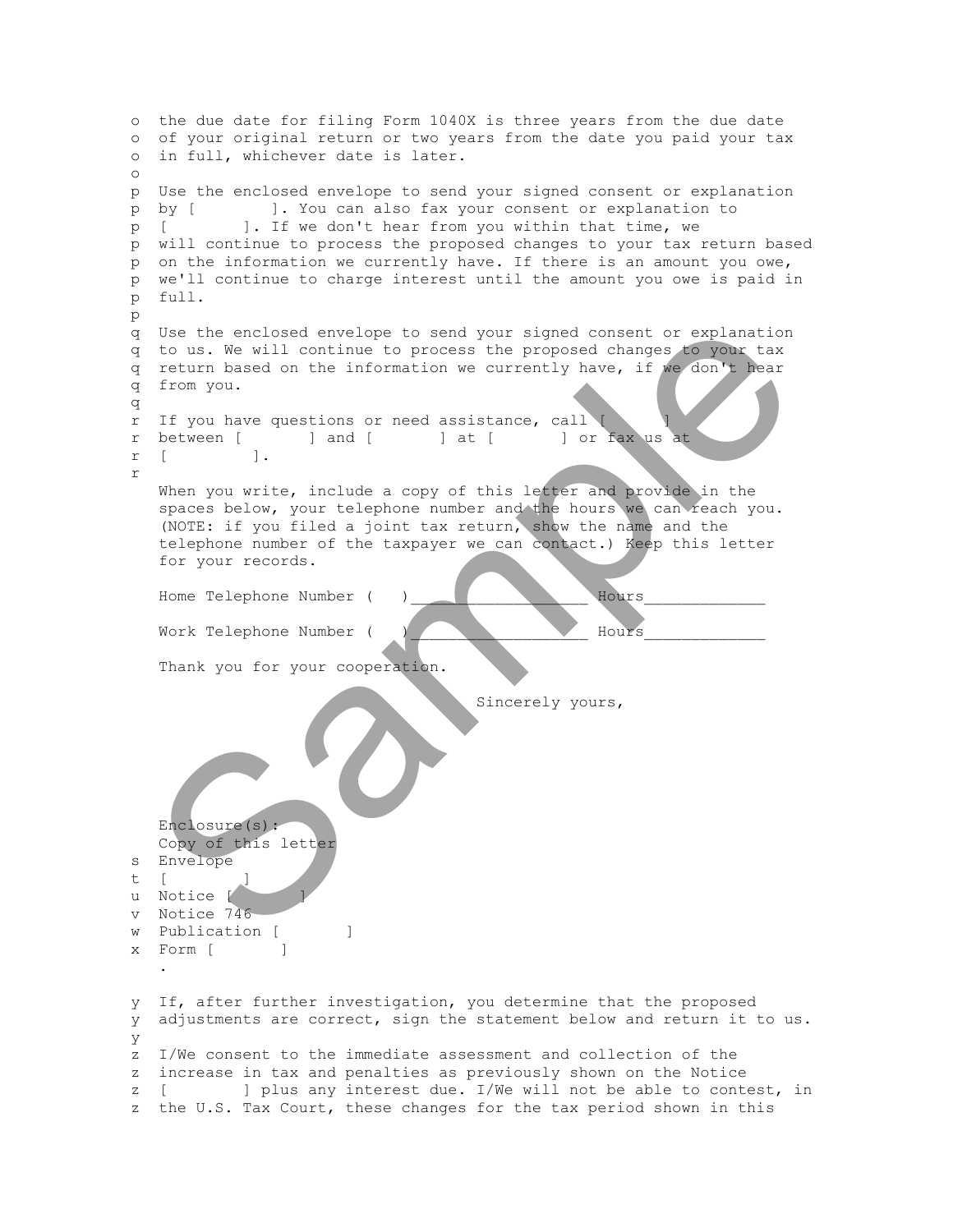o  the due date for filing Form 1040X is three years from the due date
o  of your original return or two years from the date you paid your tax
o  in full, whichever date is later.
o
p  Use the enclosed envelope to send your signed consent or explanation
p  by [        ]. You can also fax your consent or explanation to
p  [        ]. If we don't hear from you within that time, we
p  will continue to process the proposed changes to your tax return based
p  on the information we currently have. If there is an amount you owe,
p  we'll continue to charge interest until the amount you owe is paid in
p  full.
p
q  Use the enclosed envelope to send your signed consent or explanation
q  to us. We will continue to process the proposed changes to your tax
q  return based on the information we currently have, if we don't hear
q  from you.
q
r  If you have questions or need assistance, call [        ]
r  between [        ] and [        ] at [        ] or fax us at
r  [        ].
r

When you write, include a copy of this letter and provide in the spaces below, your telephone number and the hours we can reach you. (NOTE: if you filed a joint tax return, show the name and the telephone number of the taxpayer we can contact.) Keep this letter for your records.

Home Telephone Number (   )__________________ Hours____________

Work Telephone Number (   )__________________ Hours____________

Thank you for your cooperation.

Sincerely yours,

Enclosure(s):
Copy of this letter
s  Envelope
t  [        ]
u  Notice [        ]
v  Notice 746
w  Publication [        ]
x  Form [        ]
.

y  If, after further investigation, you determine that the proposed
y  adjustments are correct, sign the statement below and return it to us.
y
z  I/We consent to the immediate assessment and collection of the
z  increase in tax and penalties as previously shown on the Notice
z  [        ] plus any interest due. I/We will not be able to contest, in
z  the U.S. Tax Court, these changes for the tax period shown in this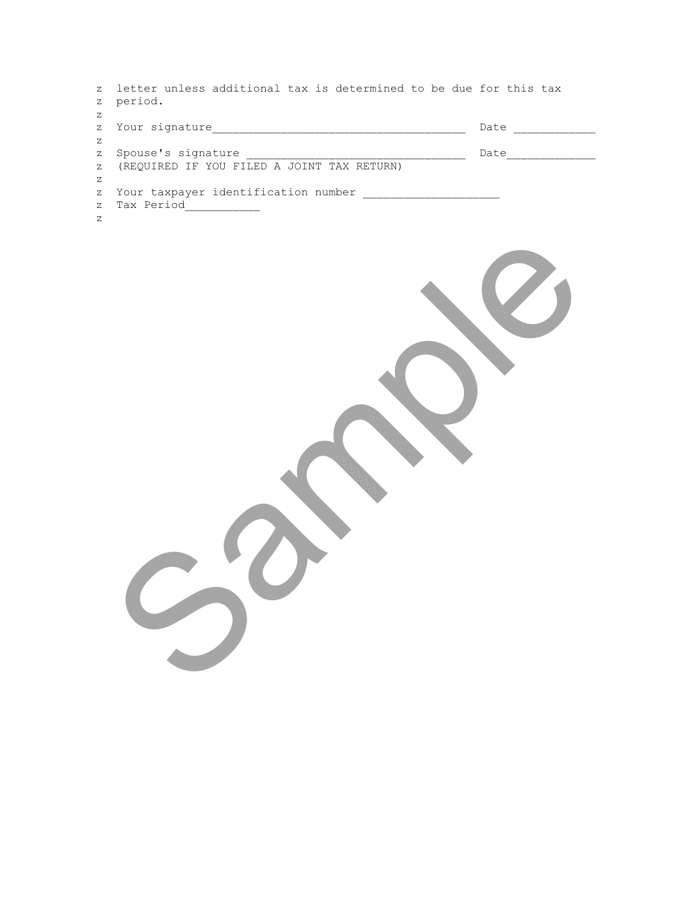letter unless additional tax is determined to be due for this tax period.

Your signature_____________________________________ Date ___________

Spouse's signature ________________________________ Date____________
(REQUIRED IF YOU FILED A JOINT TAX RETURN)

Your taxpayer identification number ____________________
Tax Period___________